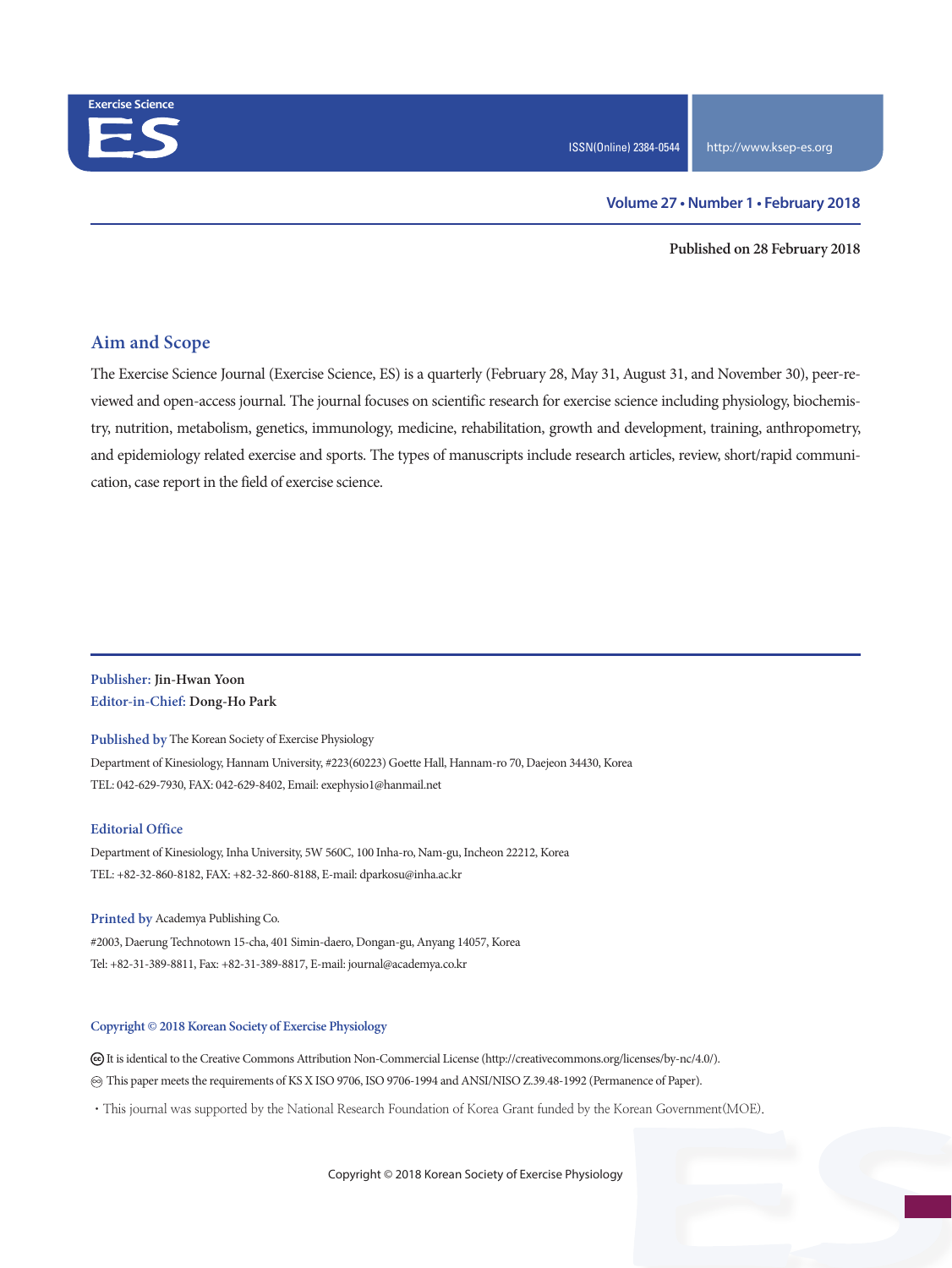Exercise Science

# ES

ISSN(Online) 2384-0544

http://www.ksep-es.org

Volume 27 • Number 1 • February 2018

**Published on 28 February 2018**

## Aim and Scope

The Exercise Science Journal (Exercise Science, ES) is a quarterly (February 28, May 31, August 31, and November 30), peer-reviewed and open-access journal. The journal focuses on scientific research for exercise science including physiology, biochemistry, nutrition, metabolism, genetics, immunology, medicine, rehabilitation, growth and development, training, anthropometry, and epidemiology related exercise and sports. The types of manuscripts include research articles, review, short/rapid communication, case report in the field of exercise science.

**Publisher:** **Jin-Hwan Yoon**
**Editor-in-Chief:** **Dong-Ho Park**

**Published by** The Korean Society of Exercise Physiology
Department of Kinesiology, Hannam University, #223(60223) Goette Hall, Hannam-ro 70, Daejeon 34430, Korea
TEL: 042-629-7930, FAX: 042-629-8402, Email: exephysio1@hanmail.net

**Editorial Office**
Department of Kinesiology, Inha University, 5W 560C, 100 Inha-ro, Nam-gu, Incheon 22212, Korea
TEL: +82-32-860-8182, FAX: +82-32-860-8188, E-mail: dparkosu@inha.ac.kr

**Printed by** Academya Publishing Co.
#2003, Daerung Technotown 15-cha, 401 Simin-daero, Dongan-gu, Anyang 14057, Korea
Tel: +82-31-389-8811, Fax: +82-31-389-8817, E-mail: journal@academya.co.kr

**Copyright © 2018 Korean Society of Exercise Physiology**

It is identical to the Creative Commons Attribution Non-Commercial License (http://creativecommons.org/licenses/by-nc/4.0/).
This paper meets the requirements of KS X ISO 9706, ISO 9706-1994 and ANSI/NISO Z.39.48-1992 (Permanence of Paper).

・This journal was supported by the National Research Foundation of Korea Grant funded by the Korean Government(MOE).

Copyright © 2018 Korean Society of Exercise Physiology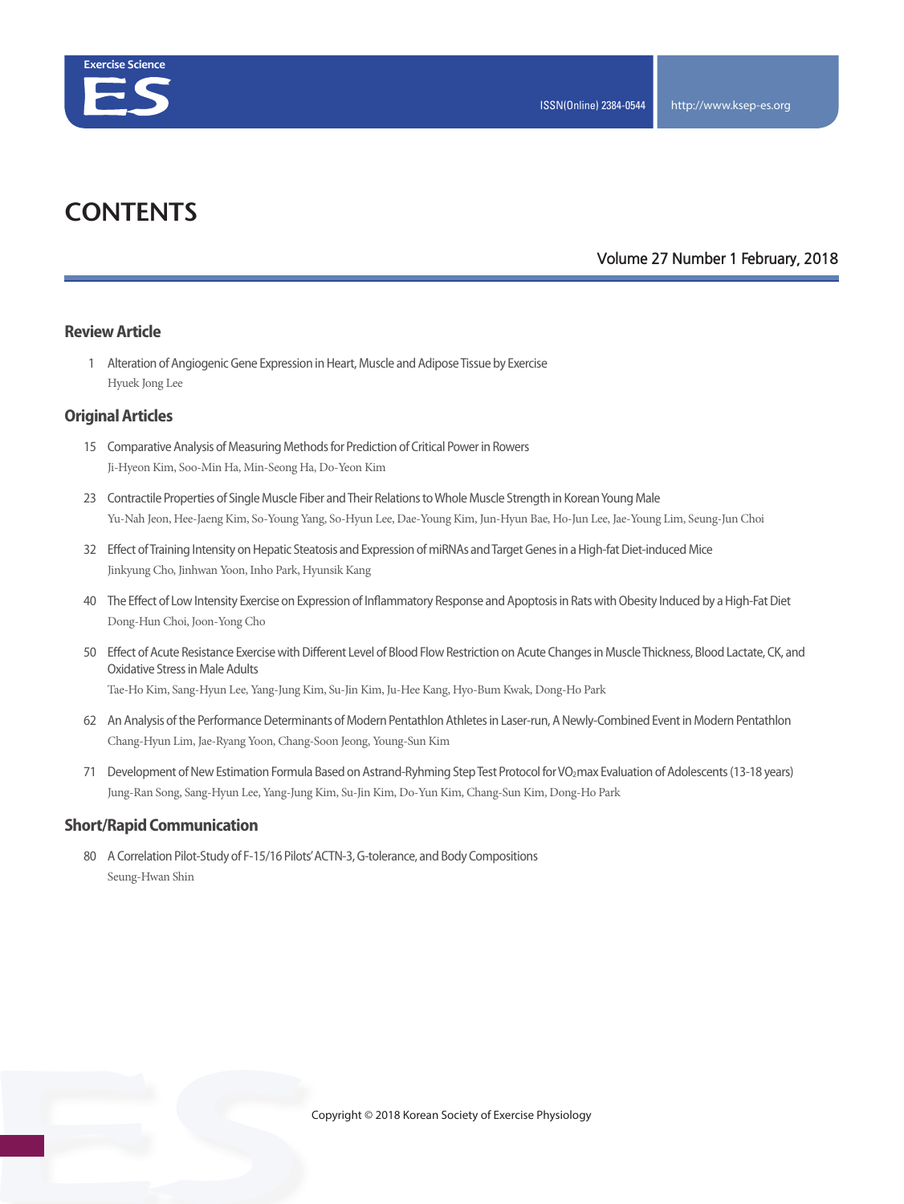# CONTENTS

Volume 27 Number 1 February, 2018

## Review Article

1 Alteration of Angiogenic Gene Expression in Heart, Muscle and Adipose Tissue by Exercise
Hyuek Jong Lee

## Original Articles

15 Comparative Analysis of Measuring Methods for Prediction of Critical Power in Rowers
Ji-Hyeon Kim, Soo-Min Ha, Min-Seong Ha, Do-Yeon Kim

23 Contractile Properties of Single Muscle Fiber and Their Relations to Whole Muscle Strength in Korean Young Male
Yu-Nah Jeon, Hee-Jaeng Kim, So-Young Yang, So-Hyun Lee, Dae-Young Kim, Jun-Hyun Bae, Ho-Jun Lee, Jae-Young Lim, Seung-Jun Choi

32 Effect of Training Intensity on Hepatic Steatosis and Expression of miRNAs and Target Genes in a High-fat Diet-induced Mice
Jinkyung Cho, Jinhwan Yoon, Inho Park, Hyunsik Kang

40 The Effect of Low Intensity Exercise on Expression of Inflammatory Response and Apoptosis in Rats with Obesity Induced by a High-Fat Diet
Dong-Hun Choi, Joon-Yong Cho

50 Effect of Acute Resistance Exercise with Different Level of Blood Flow Restriction on Acute Changes in Muscle Thickness, Blood Lactate, CK, and Oxidative Stress in Male Adults
Tae-Ho Kim, Sang-Hyun Lee, Yang-Jung Kim, Su-Jin Kim, Ju-Hee Kang, Hyo-Bum Kwak, Dong-Ho Park

62 An Analysis of the Performance Determinants of Modern Pentathlon Athletes in Laser-run, A Newly-Combined Event in Modern Pentathlon
Chang-Hyun Lim, Jae-Ryang Yoon, Chang-Soon Jeong, Young-Sun Kim

71 Development of New Estimation Formula Based on Astrand-Ryhming Step Test Protocol for $VO_2$max Evaluation of Adolescents (13-18 years)
Jung-Ran Song, Sang-Hyun Lee, Yang-Jung Kim, Su-Jin Kim, Do-Yun Kim, Chang-Sun Kim, Dong-Ho Park

## Short/Rapid Communication

80 A Correlation Pilot-Study of F-15/16 Pilots' ACTN-3, G-tolerance, and Body Compositions
Seung-Hwan Shin

Copyright © 2018 Korean Society of Exercise Physiology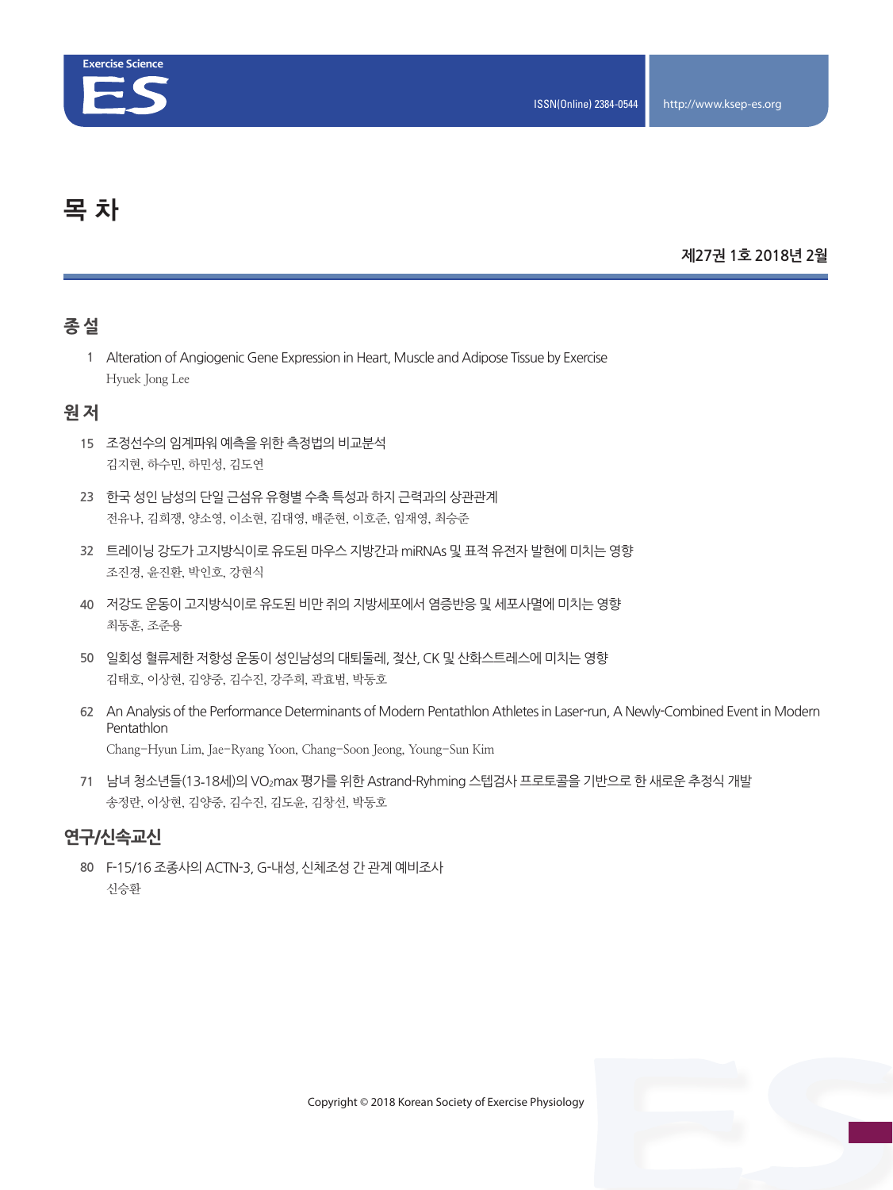# 목 차

**제27권 1호 2018년 2월**

## 종 설

1 Alteration of Angiogenic Gene Expression in Heart, Muscle and Adipose Tissue by Exercise
Hyuek Jong Lee

## 원 저

15 조정선수의 임계파워 예측을 위한 측정법의 비교분석
김지현, 하수민, 하민성, 김도연

23 한국 성인 남성의 단일 근섬유 유형별 수축 특성과 하지 근력과의 상관관계
전유나, 김희쟁, 양소영, 이소현, 김대영, 배준현, 이호준, 임재영, 최승준

32 트레이닝 강도가 고지방식이로 유도된 마우스 지방간과 miRNAs 및 표적 유전자 발현에 미치는 영향
조진경, 윤진환, 박인호, 강현식

40 저강도 운동이 고지방식이로 유도된 비만 쥐의 지방세포에서 염증반응 및 세포사멸에 미치는 영향
최동훈, 조준용

50 일회성 혈류제한 저항성 운동이 성인남성의 대퇴둘레, 젖산, CK 및 산화스트레스에 미치는 영향
김태호, 이상현, 김양중, 김수진, 강주희, 곽효범, 박동호

62 An Analysis of the Performance Determinants of Modern Pentathlon Athletes in Laser-run, A Newly-Combined Event in Modern Pentathlon
Chang-Hyun Lim, Jae-Ryang Yoon, Chang-Soon Jeong, Young-Sun Kim

71 남녀 청소년들(13-18세)의 $VO_2max$ 평가를 위한 Astrand-Ryhming 스텝검사 프로토콜을 기반으로 한 새로운 추정식 개발
송정란, 이상현, 김양중, 김수진, 김도윤, 김창선, 박동호

## 연구/신속교신

80 F-15/16 조종사의 ACTN-3, G-내성, 신체조성 간 관계 예비조사
신승환

Copyright © 2018 Korean Society of Exercise Physiology